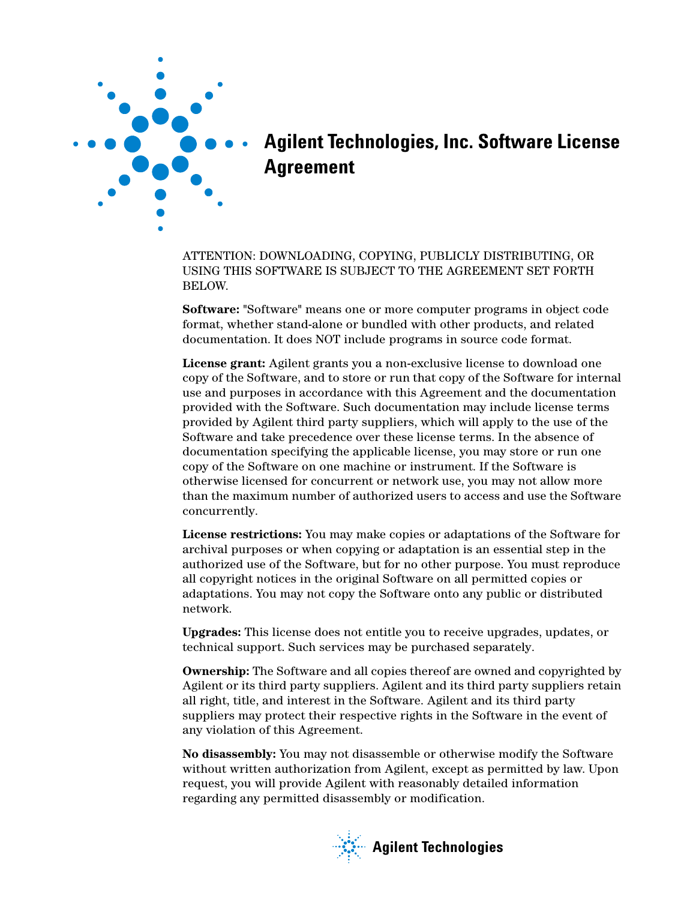# Agilent Technologies, Inc. Software License Agreement

ATTENTION: DOWNLOADING, COPYING, PUBLICLY DISTRIBUTING, OR USING THIS SOFTWARE IS SUBJECT TO THE AGREEMENT SET FORTH BELOW.

**Software:** "Software" means one or more computer programs in object code format, whether stand-alone or bundled with other products, and related documentation. It does NOT include programs in source code format.

**License grant:** Agilent grants you a non-exclusive license to download one copy of the Software, and to store or run that copy of the Software for internal use and purposes in accordance with this Agreement and the documentation provided with the Software. Such documentation may include license terms provided by Agilent third party suppliers, which will apply to the use of the Software and take precedence over these license terms. In the absence of documentation specifying the applicable license, you may store or run one copy of the Software on one machine or instrument. If the Software is otherwise licensed for concurrent or network use, you may not allow more than the maximum number of authorized users to access and use the Software concurrently.

**License restrictions:** You may make copies or adaptations of the Software for archival purposes or when copying or adaptation is an essential step in the authorized use of the Software, but for no other purpose. You must reproduce all copyright notices in the original Software on all permitted copies or adaptations. You may not copy the Software onto any public or distributed network.

**Upgrades:** This license does not entitle you to receive upgrades, updates, or technical support. Such services may be purchased separately.

**Ownership:** The Software and all copies thereof are owned and copyrighted by Agilent or its third party suppliers. Agilent and its third party suppliers retain all right, title, and interest in the Software. Agilent and its third party suppliers may protect their respective rights in the Software in the event of any violation of this Agreement.

**No disassembly:** You may not disassemble or otherwise modify the Software without written authorization from Agilent, except as permitted by law. Upon request, you will provide Agilent with reasonably detailed information regarding any permitted disassembly or modification.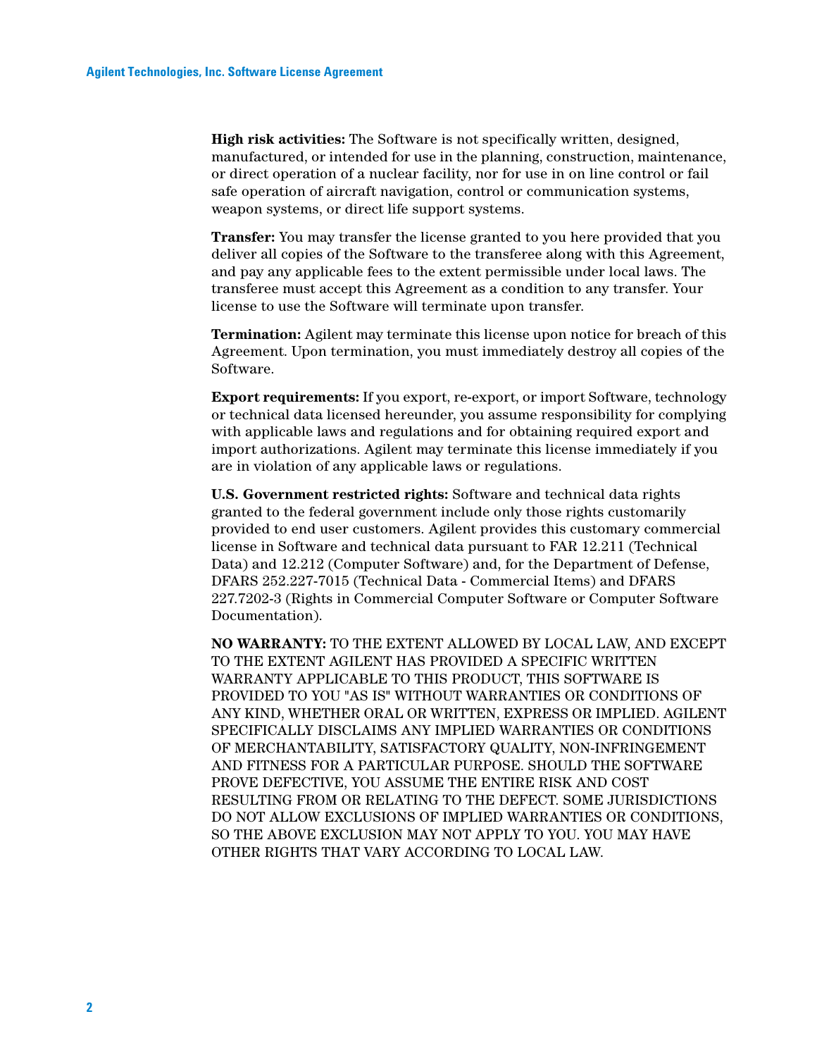**High risk activities:** The Software is not specifically written, designed, manufactured, or intended for use in the planning, construction, maintenance, or direct operation of a nuclear facility, nor for use in on line control or fail safe operation of aircraft navigation, control or communication systems, weapon systems, or direct life support systems.

**Transfer:** You may transfer the license granted to you here provided that you deliver all copies of the Software to the transferee along with this Agreement, and pay any applicable fees to the extent permissible under local laws. The transferee must accept this Agreement as a condition to any transfer. Your license to use the Software will terminate upon transfer.

**Termination:** Agilent may terminate this license upon notice for breach of this Agreement. Upon termination, you must immediately destroy all copies of the Software.

**Export requirements:** If you export, re-export, or import Software, technology or technical data licensed hereunder, you assume responsibility for complying with applicable laws and regulations and for obtaining required export and import authorizations. Agilent may terminate this license immediately if you are in violation of any applicable laws or regulations.

**U.S. Government restricted rights:** Software and technical data rights granted to the federal government include only those rights customarily provided to end user customers. Agilent provides this customary commercial license in Software and technical data pursuant to FAR 12.211 (Technical Data) and 12.212 (Computer Software) and, for the Department of Defense, DFARS 252.227-7015 (Technical Data - Commercial Items) and DFARS 227.7202-3 (Rights in Commercial Computer Software or Computer Software Documentation).

**NO WARRANTY:** TO THE EXTENT ALLOWED BY LOCAL LAW, AND EXCEPT TO THE EXTENT AGILENT HAS PROVIDED A SPECIFIC WRITTEN WARRANTY APPLICABLE TO THIS PRODUCT, THIS SOFTWARE IS PROVIDED TO YOU "AS IS" WITHOUT WARRANTIES OR CONDITIONS OF ANY KIND, WHETHER ORAL OR WRITTEN, EXPRESS OR IMPLIED. AGILENT SPECIFICALLY DISCLAIMS ANY IMPLIED WARRANTIES OR CONDITIONS OF MERCHANTABILITY, SATISFACTORY QUALITY, NON-INFRINGEMENT AND FITNESS FOR A PARTICULAR PURPOSE. SHOULD THE SOFTWARE PROVE DEFECTIVE, YOU ASSUME THE ENTIRE RISK AND COST RESULTING FROM OR RELATING TO THE DEFECT. SOME JURISDICTIONS DO NOT ALLOW EXCLUSIONS OF IMPLIED WARRANTIES OR CONDITIONS, SO THE ABOVE EXCLUSION MAY NOT APPLY TO YOU. YOU MAY HAVE OTHER RIGHTS THAT VARY ACCORDING TO LOCAL LAW.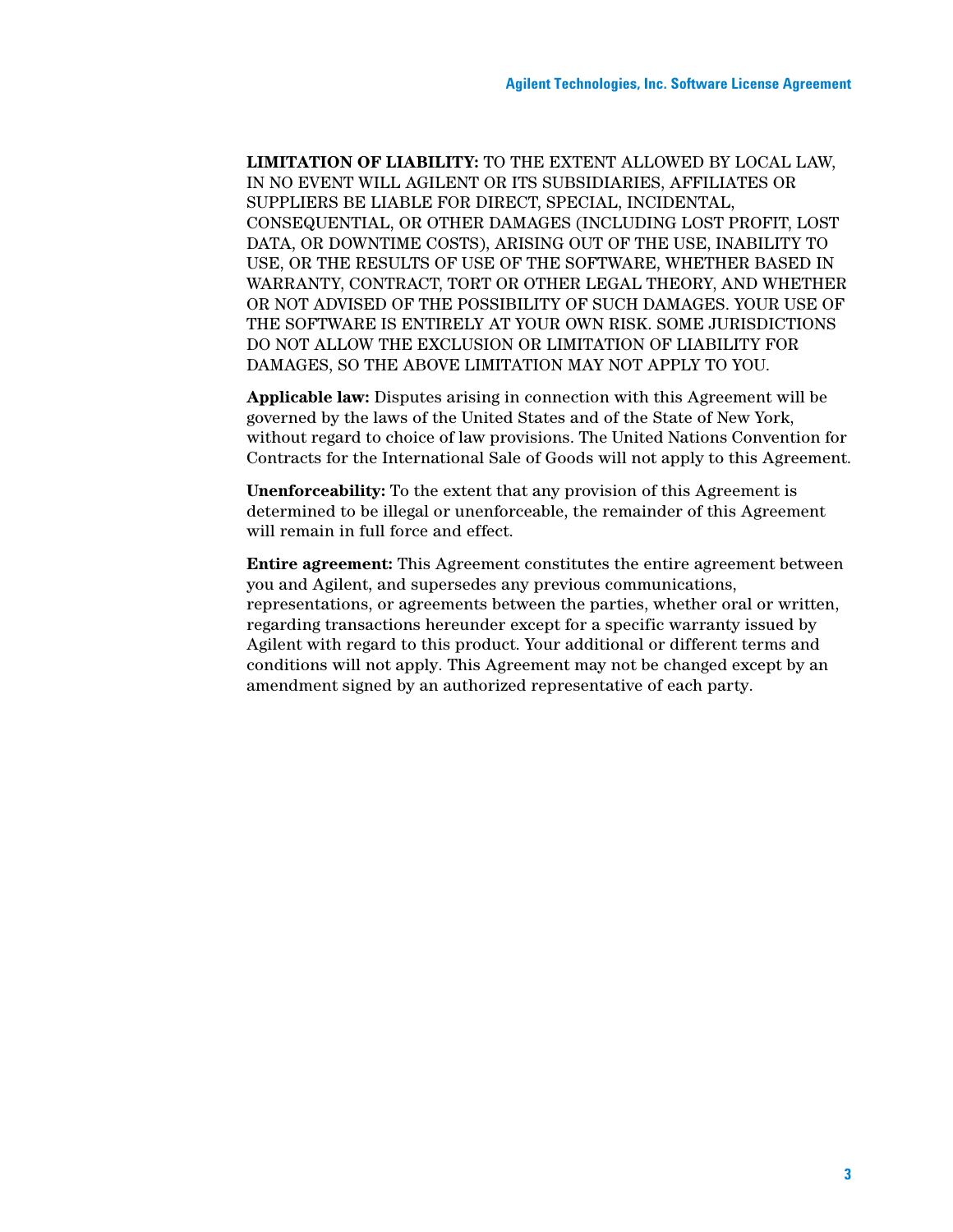**LIMITATION OF LIABILITY:** TO THE EXTENT ALLOWED BY LOCAL LAW, IN NO EVENT WILL AGILENT OR ITS SUBSIDIARIES, AFFILIATES OR SUPPLIERS BE LIABLE FOR DIRECT, SPECIAL, INCIDENTAL, CONSEQUENTIAL, OR OTHER DAMAGES (INCLUDING LOST PROFIT, LOST DATA, OR DOWNTIME COSTS), ARISING OUT OF THE USE, INABILITY TO USE, OR THE RESULTS OF USE OF THE SOFTWARE, WHETHER BASED IN WARRANTY, CONTRACT, TORT OR OTHER LEGAL THEORY, AND WHETHER OR NOT ADVISED OF THE POSSIBILITY OF SUCH DAMAGES. YOUR USE OF THE SOFTWARE IS ENTIRELY AT YOUR OWN RISK. SOME JURISDICTIONS DO NOT ALLOW THE EXCLUSION OR LIMITATION OF LIABILITY FOR DAMAGES, SO THE ABOVE LIMITATION MAY NOT APPLY TO YOU.

**Applicable law:** Disputes arising in connection with this Agreement will be governed by the laws of the United States and of the State of New York, without regard to choice of law provisions. The United Nations Convention for Contracts for the International Sale of Goods will not apply to this Agreement.

**Unenforceability:** To the extent that any provision of this Agreement is determined to be illegal or unenforceable, the remainder of this Agreement will remain in full force and effect.

**Entire agreement:** This Agreement constitutes the entire agreement between you and Agilent, and supersedes any previous communications, representations, or agreements between the parties, whether oral or written, regarding transactions hereunder except for a specific warranty issued by Agilent with regard to this product. Your additional or different terms and conditions will not apply. This Agreement may not be changed except by an amendment signed by an authorized representative of each party.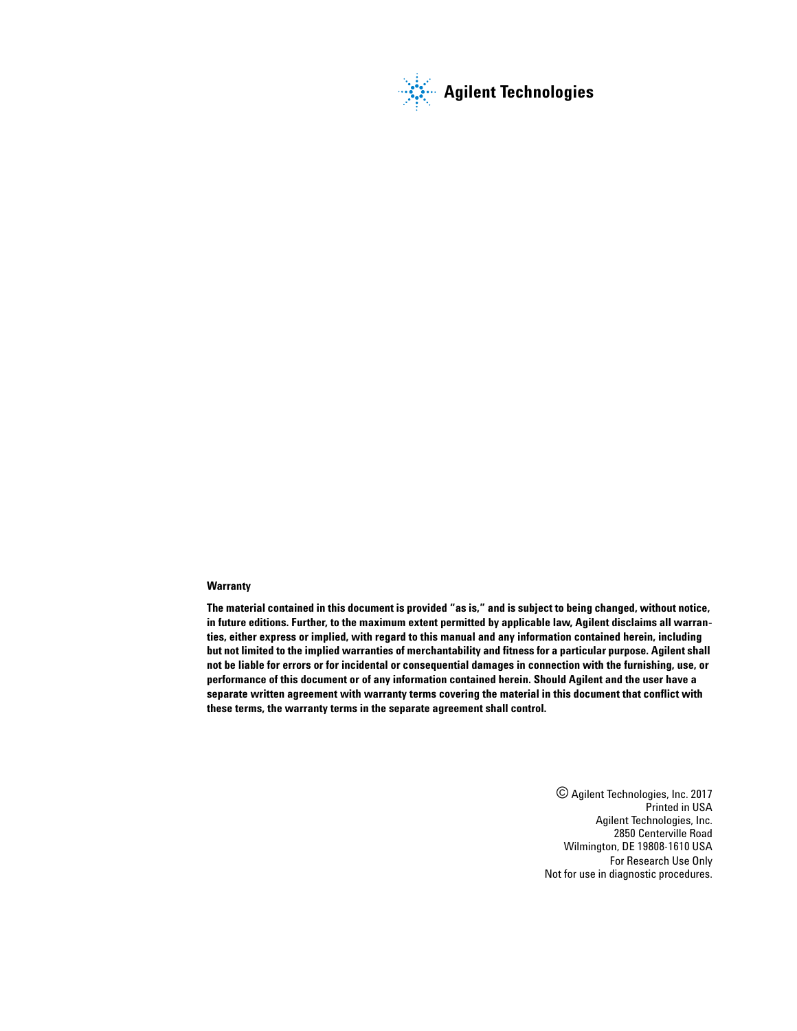**Agilent Technologies**

**Warranty**

**The material contained in this document is provided "as is," and is subject to being changed, without notice, in future editions. Further, to the maximum extent permitted by applicable law, Agilent disclaims all warranties, either express or implied, with regard to this manual and any information contained herein, including but not limited to the implied warranties of merchantability and fitness for a particular purpose. Agilent shall not be liable for errors or for incidental or consequential damages in connection with the furnishing, use, or performance of this document or of any information contained herein. Should Agilent and the user have a separate written agreement with warranty terms covering the material in this document that conflict with these terms, the warranty terms in the separate agreement shall control.**

© Agilent Technologies, Inc. 2017
Printed in USA
Agilent Technologies, Inc.
2850 Centerville Road
Wilmington, DE 19808-1610 USA
For Research Use Only
Not for use in diagnostic procedures.